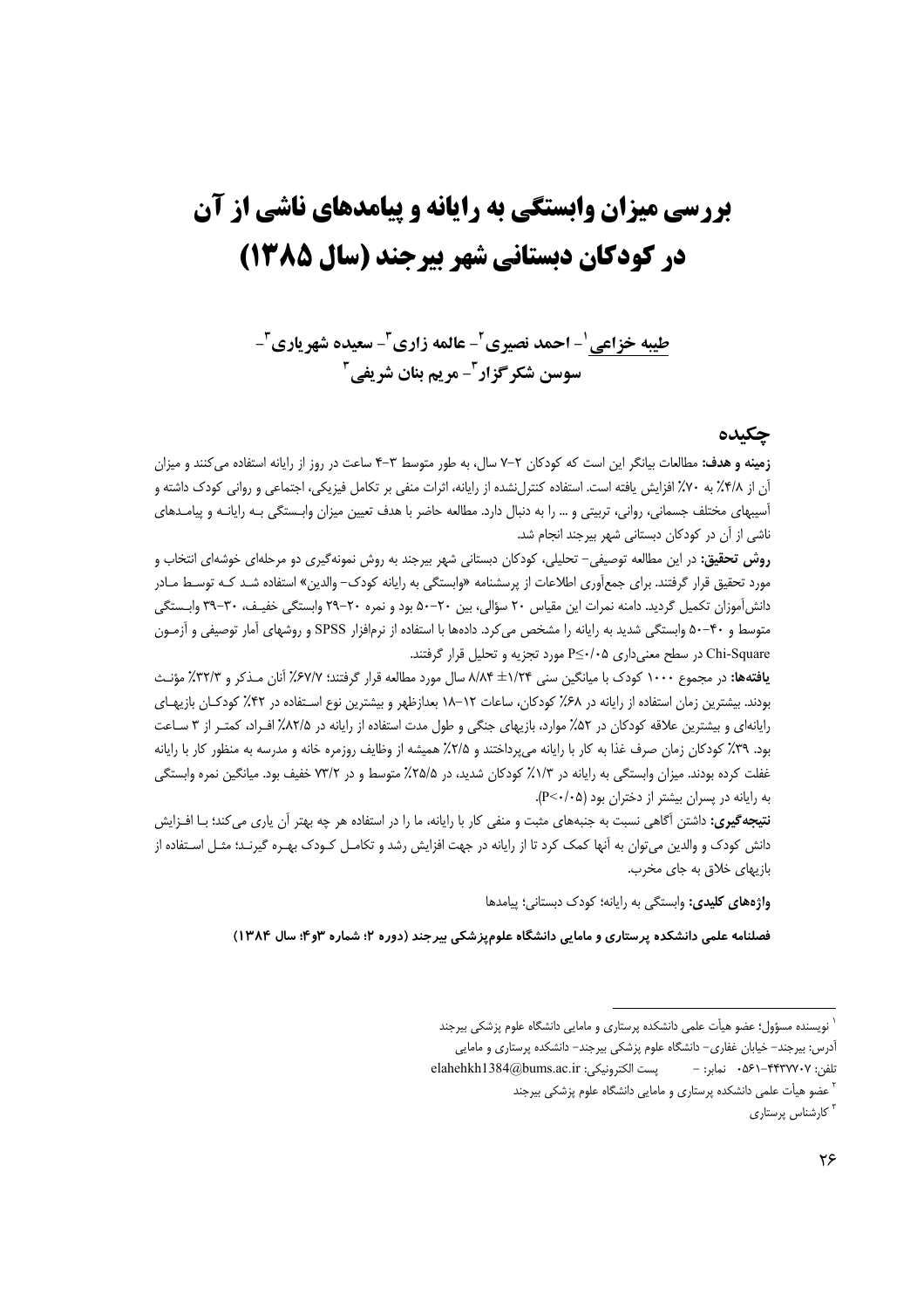# بررسی میزان وابستگی به رایانه و پیامدهای ناشی از آن در کودکان دبستانی شهر بیرجند (سال ۱۳۸۵)

**طیبه خزاعی[1]- احمد نصیری[2]- عالمه زاری[3]- سعیده شهریاری[3]- سوسن شکرگزار[3]- مریم بنان شریفی[3]**

## چکیده

**زمینه و هدف:** مطالعات بیانگر این است که کودکان ۲-۷ سال، به طور متوسط ۳-۴ ساعت در روز از رایانه استفاده می‌کنند و میزان آن از ۴/۸٪ به ۷۰٪ افزایش یافته است. استفاده کنترل‌نشده از رایانه، اثرات منفی بر تکامل فیزیکی، اجتماعی و روانی کودک داشته و آسیبهای مختلف جسمانی، روانی، تربیتی و ... را به دنبال دارد. مطالعه حاضر با هدف تعیین میزان وابستگی به رایانه و پیامدهای ناشی از آن در کودکان دبستانی شهر بیرجند انجام شد.

**روش تحقیق:** در این مطالعه توصیفی- تحلیلی، کودکان دبستانی شهر بیرجند به روش نمونه‌گیری دو مرحله‌ای خوشه‌ای انتخاب و مورد تحقیق قرار گرفتند. برای جمع‌آوری اطلاعات از پرسشنامه «وابستگی به رایانه کودک- والدین» استفاده شد که توسط مادر دانش‌آموزان تکمیل گردید. دامنه نمرات این مقیاس ۲۰ سؤالی، بین ۲۰-۵۰ بود و نمره ۲۰-۲۹ وابستگی خفیف، ۳۰-۳۹ وابستگی متوسط و ۴۰-۵۰ وابستگی شدید به رایانه را مشخص می‌کرد. داده‌ها با استفاده از نرم‌افزار SPSS و روشهای آمار توصیفی و آزمون Chi-Square در سطح معنی‌داری P≤۰/۰۵ مورد تجزیه و تحلیل قرار گرفتند.

**یافته‌ها:** در مجموع ۱۰۰۰ کودک با میانگین سنی ۱/۲۴± ۸/۸۴ سال مورد مطالعه قرار گرفتند؛ ۶۷/۷٪ آنان مذکر و ۳۲/۳٪ مؤنث بودند. بیشترین زمان استفاده از رایانه در ۶۸٪ کودکان، ساعات ۱۲-۱۸ بعدازظهر و بیشترین نوع استفاده در ۴۲٪ کودکان بازیهای رایانه‌ای و بیشترین علاقه کودکان در ۵۲٪ موارد، بازیهای جنگی و طول مدت استفاده از رایانه در ۸۲/۵٪ افراد، کمتر از ۳ ساعت بود. ۳۹٪ کودکان زمان صرف غذا به کار با رایانه می‌پرداختند و ۲/۵٪ همیشه از وظایف روزمره خانه و مدرسه به منظور کار با رایانه غفلت کرده بودند. میزان وابستگی به رایانه در ۱/۳٪ کودکان شدید، در ۲۵/۵٪ متوسط و در ۷۳/۲ خفیف بود. میانگین نمره وابستگی به رایانه در پسران بیشتر از دختران بود (P<۰/۰۵).

**نتیجه‌گیری:** داشتن آگاهی نسبت به جنبه‌های مثبت و منفی کار با رایانه، ما را در استفاده هر چه بهتر آن یاری می‌کند؛ با افزایش دانش کودک و والدین می‌توان به آنها کمک کرد تا از رایانه در جهت افزایش رشد و تکامل کودک بهره گیرند؛ مثل استفاده از بازیهای خلاق به جای مخرب.

**واژه‌های کلیدی:** وابستگی به رایانه؛ کودک دبستانی؛ پیامدها

**فصلنامه علمی دانشکده پرستاری و مامایی دانشگاه علوم‌پزشکی بیرجند (دوره ۲؛ شماره ۳و۴؛ سال ۱۳۸۴)**

---

[1] نویسنده مسؤول؛ عضو هیأت علمی دانشکده پرستاری و مامایی دانشگاه علوم پزشکی بیرجند
آدرس: بیرجند- خیابان غفاری- دانشگاه علوم پزشکی بیرجند- دانشکده پرستاری و مامایی
تلفن: ۴۴۳۷۷۰۷-۰۵۶۱ نمابر: - پست الکترونیکی: elahehkh1384@bums.ac.ir

[2] عضو هیأت علمی دانشکده پرستاری و مامایی دانشگاه علوم پزشکی بیرجند

[3] کارشناس پرستاری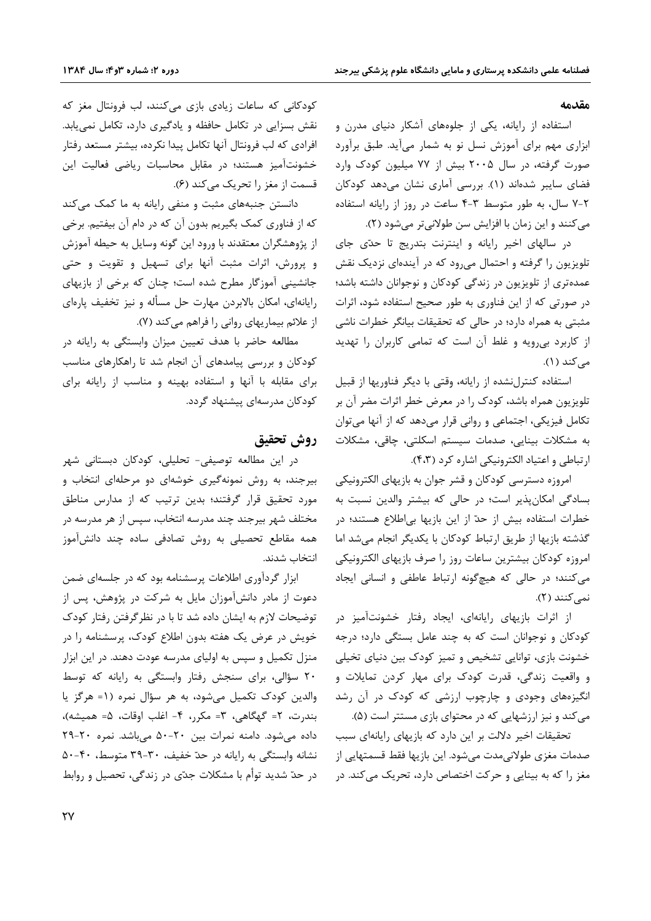## مقدمه

استفاده از رایانه، یکی از جلوه‌های آشکار دنیای مدرن و ابزاری مهم برای آموزش نسل نو به شمار می‌آید. طبق برآورد صورت گرفته، در سال ۲۰۰۵ بیش از ۷۷ میلیون کودک وارد فضای سایبر شده‌اند (۱). بررسی آماری نشان می‌دهد کودکان ۷-۲ سال، به طور متوسط ۳-۴ ساعت در روز از رایانه استفاده می‌کنند و این زمان با افزایش سن طولانی‌تر می‌شود (۲).

در سالهای اخیر رایانه و اینترنت بتدریج تا حدّی جای تلویزیون را گرفته و احتمال می‌رود که در آینده‌ای نزدیک نقش عمده‌تری از تلویزیون در زندگی کودکان و نوجوانان داشته باشد؛ در صورتی که از این فناوری به طور صحیح استفاده شود، اثرات مثبتی به همراه دارد؛ در حالی که تحقیقات بیانگر خطرات ناشی از کاربرد بی‌رویه و غلط آن است که تمامی کاربران را تهدید می‌کند (۱).

استفاده کنترل‌نشده از رایانه، وقتی با دیگر فناوریها از قبیل تلویزیون همراه باشد، کودک را در معرض خطر اثرات مضر آن بر تکامل فیزیکی، اجتماعی و روانی قرار می‌دهد که از آنها می‌توان به مشکلات بینایی، صدمات سیستم اسکلتی، چاقی، مشکلات ارتباطی و اعتیاد الکترونیکی اشاره کرد (۴،۳).

امروزه دسترسی کودکان و قشر جوان به بازیهای الکترونیکی بسادگی امکان‌پذیر است؛ در حالی که بیشتر والدین نسبت به خطرات استفاده بیش از حدّ از این بازیها بی‌اطلاع هستند؛ در گذشته بازیها از طریق ارتباط کودکان با یکدیگر انجام می‌شد اما امروزه کودکان بیشترین ساعات روز را صرف بازیهای الکترونیکی می‌کنند؛ در حالی که هیچ‌گونه ارتباط عاطفی و انسانی ایجاد نمی‌کنند (۲).

از اثرات بازیهای رایانه‌ای، ایجاد رفتار خشونت‌آمیز در کودکان و نوجوانان است که به چند عامل بستگی دارد؛ درجه خشونت بازی، توانایی تشخیص و تمیز کودک بین دنیای تخیلی و واقعیت زندگی، قدرت کودک برای مهار کردن تمایلات و انگیزه‌های وجودی و چارچوب ارزشی که کودک در آن رشد می‌کند و نیز ارزشهایی که در محتوای بازی مستتر است (۵).

تحقیقات اخیر دلالت بر این دارد که بازیهای رایانه‌ای سبب صدمات مغزی طولانی‌مدت می‌شود. این بازیها فقط قسمتهایی از مغز را که به بینایی و حرکت اختصاص دارد، تحریک می‌کند. در کودکانی که ساعات زیادی بازی می‌کنند، لب فرونتال مغز که نقش بسزایی در تکامل حافظه و یادگیری دارد، تکامل نمی‌یابد. افرادی که لب فرونتال آنها تکامل پیدا نکرده، بیشتر مستعد رفتار خشونت‌آمیز هستند؛ در مقابل محاسبات ریاضی فعالیت این قسمت از مغز را تحریک می‌کند (۶).

دانستن جنبه‌های مثبت و منفی رایانه به ما کمک می‌کند که از فناوری کمک بگیریم بدون آن که در دام آن بیفتیم. برخی از پژوهشگران معتقدند با ورود این گونه وسایل به حیطه آموزش و پرورش، اثرات مثبت آنها برای تسهیل و تقویت و حتی جانشینی آموزگار مطرح شده است؛ چنان که برخی از بازیهای رایانه‌ای، امکان بالابردن مهارت حل مسأله و نیز تخفیف پاره‌ای از علائم بیماریهای روانی را فراهم می‌کند (۷).

مطالعه حاضر با هدف تعیین میزان وابستگی به رایانه در کودکان و بررسی پیامدهای آن انجام شد تا راهکارهای مناسب برای مقابله با آنها و استفاده بهینه و مناسب از رایانه برای کودکان مدرسه‌ای پیشنهاد گردد.

## روش تحقیق

در این مطالعه توصیفی- تحلیلی، کودکان دبستانی شهر بیرجند، به روش نمونه‌گیری خوشه‌ای دو مرحله‌ای انتخاب و مورد تحقیق قرار گرفتند؛ بدین ترتیب که از مدارس مناطق مختلف شهر بیرجند چند مدرسه انتخاب، سپس از هر مدرسه در همه مقاطع تحصیلی به روش تصادفی ساده چند دانش‌آموز انتخاب شدند.

ابزار گردآوری اطلاعات پرسشنامه بود که در جلسه‌ای ضمن دعوت از مادر دانش‌آموزان مایل به شرکت در پژوهش، پس از توضیحات لازم به ایشان داده شد تا با در نظرگرفتن رفتار کودک خویش در عرض یک هفته بدون اطلاع کودک، پرسشنامه را در منزل تکمیل و سپس به اولیای مدرسه عودت دهند. در این ابزار ۲۰ سؤالی، برای سنجش رفتار وابستگی به رایانه که توسط والدین کودک تکمیل می‌شود، به هر سؤال نمره (۱= هرگز یا بندرت، ۲= گهگاهی، ۳= مکرر، ۴- اغلب اوقات، ۵= همیشه)، داده می‌شود. دامنه نمرات بین ۲۰-۵۰ می‌باشد. نمره ۲۰-۲۹ نشانه وابستگی به رایانه در حدّ خفیف، ۳۰-۳۹ متوسط، ۴۰-۵۰ در حدّ شدید توأم با مشکلات جدّی در زندگی، تحصیل و روابط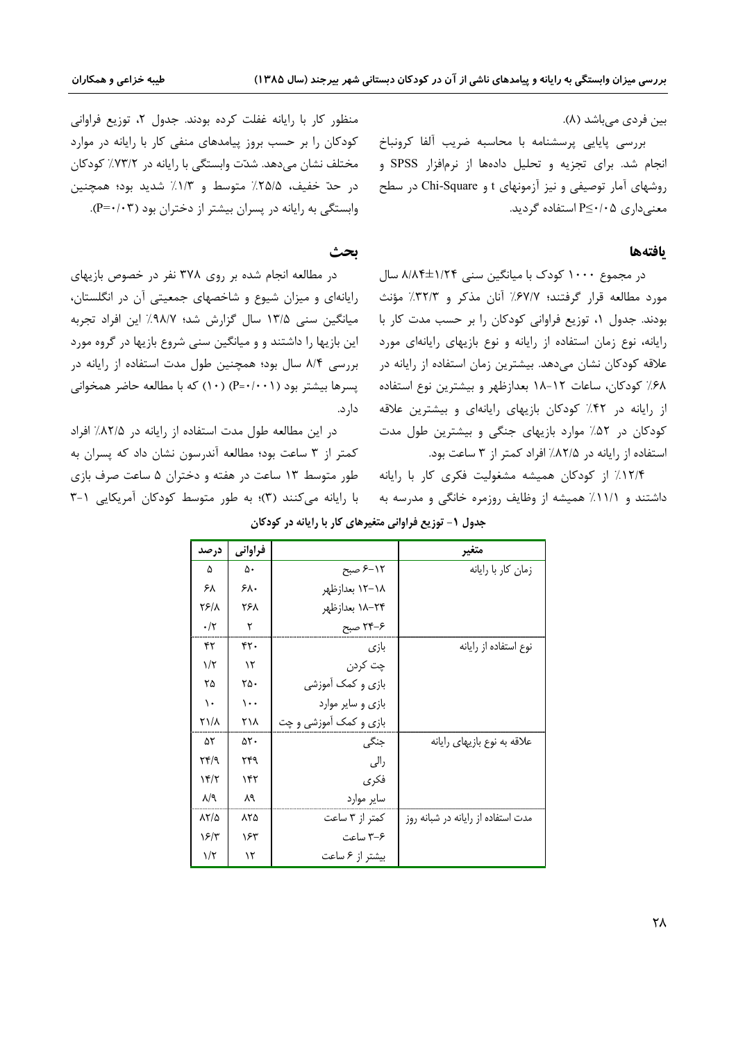بین فردی می‌باشد (۸).

بررسی پایایی پرسشنامه با محاسبه ضریب آلفا کرونباخ انجام شد. برای تجزیه و تحلیل داده‌ها از نرم‌افزار SPSS و روشهای آمار توصیفی و نیز آزمونهای t و Chi-Square در سطح معنی‌داری P≤۰/۰۵ استفاده گردید.

## یافته‌ها

در مجموع ۱۰۰۰ کودک با میانگین سنی ۱/۲۴±۸/۸۴ سال مورد مطالعه قرار گرفتند؛ ۶۷/۷٪ آنان مذکر و ۳۲/۳٪ مؤنث بودند. جدول ۱، توزیع فراوانی کودکان را بر حسب مدت کار با رایانه، نوع زمان استفاده از رایانه و نوع بازیهای رایانه‌ای مورد علاقه کودکان نشان می‌دهد. بیشترین زمان استفاده از رایانه در ۶۸٪ کودکان، ساعات ۱۲-۱۸ بعدازظهر و بیشترین نوع استفاده از رایانه در ۴۲٪ کودکان بازیهای رایانه‌ای و بیشترین علاقه کودکان در ۵۲٪ موارد بازیهای جنگی و بیشترین طول مدت استفاده از رایانه در ۸۲/۵٪ افراد کمتر از ۳ ساعت بود.

۱۲/۴٪ از کودکان همیشه مشغولیت فکری کار با رایانه داشتند و ۱۱/۱٪ همیشه از وظایف روزمره خانگی و مدرسه به منظور کار با رایانه غفلت کرده بودند. جدول ۲، توزیع فراوانی کودکان را بر حسب بروز پیامدهای منفی کار با رایانه در موارد مختلف نشان می‌دهد. شدّت وابستگی با رایانه در ۷۳/۲٪ کودکان در حدّ خفیف، ۲۵/۵٪ متوسط و ۱/۳٪ شدید بود؛ همچنین وابستگی به رایانه در پسران بیشتر از دختران بود (P=۰/۰۳).

## بحث

در مطالعه انجام شده بر روی ۳۷۸ نفر در خصوص بازیهای رایانه‌ای و میزان شیوع و شاخصهای جمعیتی آن در انگلستان، میانگین سنی ۱۳/۵ سال گزارش شد؛ ۹۸/۷٪ این افراد تجربه این بازیها را داشتند و و میانگین سنی شروع بازیها در گروه مورد بررسی ۸/۴ سال بود؛ همچنین طول مدت استفاده از رایانه در پسرها بیشتر بود (P=۰/۰۰۱) (۱۰) که با مطالعه حاضر همخوانی دارد.

در این مطالعه طول مدت استفاده از رایانه در ۸۲/۵٪ افراد کمتر از ۳ ساعت بود؛ مطالعه آندرسون نشان داد که پسران به طور متوسط ۱۳ ساعت در هفته و دختران ۵ ساعت صرف بازی با رایانه می‌کنند (۳)؛ به طور متوسط کودکان آمریکایی ۱-۳

**جدول ۱- توزیع فراوانی متغیرهای کار با رایانه در کودکان**

| متغیر | | فراوانی | درصد |
|---|---|---|---|
| زمان کار با رایانه | ۶-۱۲ صبح | ۵۰ | ۵ |
| | ۱۲-۱۸ بعدازظهر | ۶۸۰ | ۶۸ |
| | ۱۸-۲۴ بعدازظهر | ۲۶۸ | ۲۶/۸ |
| | ۲۴-۶ صبح | ۲ | ۰/۲ |
| نوع استفاده از رایانه | بازی | ۴۲۰ | ۴۲ |
| | چت کردن | ۱۲ | ۱/۲ |
| | بازی و کمک آموزشی | ۲۵۰ | ۲۵ |
| | بازی و سایر موارد | ۱۰۰ | ۱۰ |
| | بازی و کمک آموزشی و چت | ۲۱۸ | ۲۱/۸ |
| علاقه به نوع بازیهای رایانه | جنگی | ۵۲۰ | ۵۲ |
| | رالی | ۲۴۹ | ۲۴/۹ |
| | فکری | ۱۴۲ | ۱۴/۲ |
| | سایر موارد | ۸۹ | ۸/۹ |
| مدت استفاده از رایانه در شبانه روز | کمتر از ۳ ساعت | ۸۲۵ | ۸۲/۵ |
| | ۳-۶ ساعت | ۱۶۳ | ۱۶/۳ |
| | بیشتر از ۶ ساعت | ۱۲ | ۱/۲ |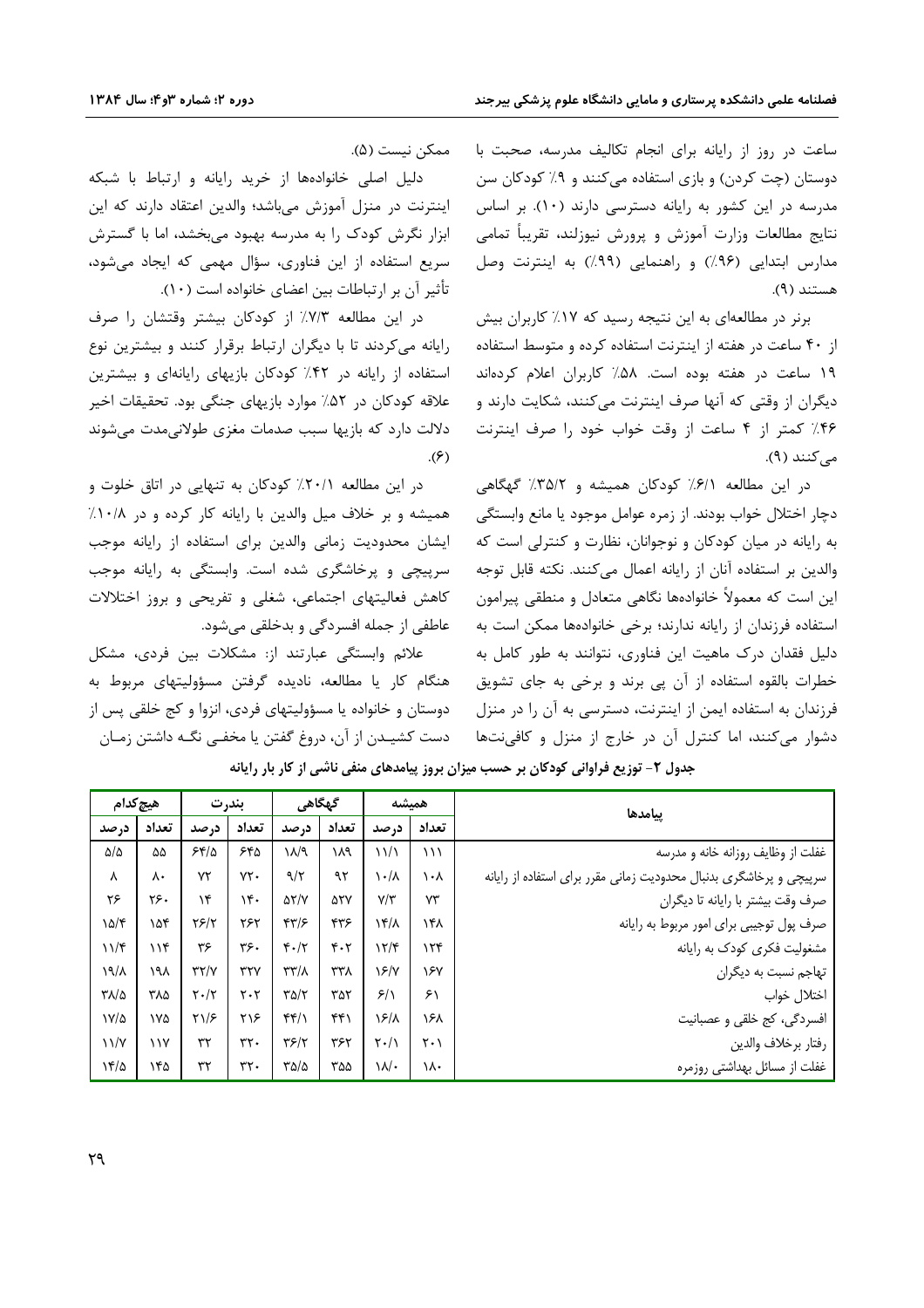ساعت در روز از رایانه برای انجام تکالیف مدرسه، صحبت با دوستان (چت کردن) و بازی استفاده می‌کنند و ۹٪ کودکان سن مدرسه در این کشور به رایانه دسترسی دارند (۱۰). بر اساس نتایج مطالعات وزارت آموزش و پرورش نیوزلند، تقریباً تمامی مدارس ابتدایی (۹۶٪) و راهنمایی (۹۹٪) به اینترنت وصل هستند (۹).

برنر در مطالعه‌ای به این نتیجه رسید که ۱۷٪ کاربران بیش از ۴۰ ساعت در هفته از اینترنت استفاده کرده و متوسط استفاده ۱۹ ساعت در هفته بوده است. ۵۸٪ کاربران اعلام کرده‌اند دیگران از وقتی که آنها صرف اینترنت می‌کنند، شکایت دارند و ۴۶٪ کمتر از ۴ ساعت از وقت خواب خود را صرف اینترنت می‌کنند (۹).

در این مطالعه ۶/۱٪ کودکان همیشه و ۳۵/۲٪ گهگاهی دچار اختلال خواب بودند. از زمره عوامل موجود یا مانع وابستگی به رایانه در میان کودکان و نوجوانان، نظارت و کنترلی است که والدین بر استفاده آنان از رایانه اعمال می‌کنند. نکته قابل توجه این است که معمولاً خانواده‌ها نگاهی متعادل و منطقی پیرامون استفاده فرزندان از رایانه ندارند؛ برخی خانواده‌ها ممکن است به دلیل فقدان درک ماهیت این فناوری، نتوانند به طور کامل به خطرات بالقوه استفاده از آن پی برند و برخی به جای تشویق فرزندان به استفاده ایمن از اینترنت، دسترسی به آن را در منزل دشوار می‌کنند، اما کنترل آن در خارج از منزل و کافی‌نت‌ها ممکن نیست (۵).

دلیل اصلی خانواده‌ها از خرید رایانه و ارتباط با شبکه اینترنت در منزل آموزش می‌باشد؛ والدین اعتقاد دارند که این ابزار نگرش کودک را به مدرسه بهبود می‌بخشد، اما با گسترش سریع استفاده از این فناوری، سؤال مهمی که ایجاد می‌شود، تأثیر آن بر ارتباطات بین اعضای خانواده است (۱۰).

در این مطالعه ۷/۳٪ از کودکان بیشتر وقتشان را صرف رایانه می‌کردند تا با دیگران ارتباط برقرار کنند و بیشترین نوع استفاده از رایانه در ۴۲٪ کودکان بازیهای رایانه‌ای و بیشترین علاقه کودکان در ۵۲٪ موارد بازیهای جنگی بود. تحقیقات اخیر دلالت دارد که بازیها سبب صدمات مغزی طولانی‌مدت می‌شوند (۶).

در این مطالعه ۲۰/۱٪ کودکان به تنهایی در اتاق خلوت و همیشه و بر خلاف میل والدین با رایانه کار کرده و در ۱۰/۸٪ ایشان محدودیت زمانی والدین برای استفاده از رایانه موجب سرپیچی و پرخاشگری شده است. وابستگی به رایانه موجب کاهش فعالیتهای اجتماعی، شغلی و تفریحی و بروز اختلالات عاطفی از جمله افسردگی و بدخلقی می‌شود.

علائم وابستگی عبارتند از: مشکلات بین فردی، مشکل هنگام کار یا مطالعه، نادیده گرفتن مسؤولیتهای مربوط به دوستان و خانواده یا مسؤولیتهای فردی، انزوا و کج خلقی پس از دست کشیدن از آن، دروغ گفتن یا مخفی نگه داشتن زمان

**جدول ۲- توزیع فراوانی کودکان بر حسب میزان بروز پیامدهای منفی ناشی از کار بار رایانه**

| پیامدها | همیشه | | گهگاهی | | بندرت | | هیچ‌کدام | |
|---|---|---|---|---|---|---|---|---|
| | تعداد | درصد | تعداد | درصد | تعداد | درصد | تعداد | درصد |
| غفلت از وظایف روزانه خانه و مدرسه | ۱۱۱ | ۱۱/۱ | ۱۸۹ | ۱۸/۹ | ۶۴۵ | ۶۴/۵ | ۵۵ | ۵/۵ |
| سرپیچی و پرخاشگری بدنبال محدودیت زمانی مقرر برای استفاده از رایانه | ۱۰۸ | ۱۰/۸ | ۹۲ | ۹/۲ | ۷۲۰ | ۷۲ | ۸۰ | ۸ |
| صرف وقت بیشتر با رایانه تا دیگران | ۷۳ | ۷/۳ | ۵۲۷ | ۵۲/۷ | ۱۴۰ | ۱۴ | ۲۶۰ | ۲۶ |
| صرف پول توجیبی برای امور مربوط به رایانه | ۱۴۸ | ۱۴/۸ | ۴۳۶ | ۴۳/۶ | ۲۶۲ | ۲۶/۲ | ۱۵۴ | ۱۵/۴ |
| مشغولیت فکری کودک به رایانه | ۱۲۴ | ۱۲/۴ | ۴۰۲ | ۴۰/۲ | ۳۶۰ | ۳۶ | ۱۱۴ | ۱۱/۴ |
| تهاجم نسبت به دیگران | ۱۶۷ | ۱۶/۷ | ۳۳۸ | ۳۳/۸ | ۳۲۷ | ۳۲/۷ | ۱۹۸ | ۱۹/۸ |
| اختلال خواب | ۶۱ | ۶/۱ | ۳۵۲ | ۳۵/۲ | ۲۰۲ | ۲۰/۲ | ۳۸۵ | ۳۸/۵ |
| افسردگی، کج خلقی و عصبانیت | ۱۶۸ | ۱۶/۸ | ۴۴۱ | ۴۴/۱ | ۲۱۶ | ۲۱/۶ | ۱۷۵ | ۱۷/۵ |
| رفتار برخلاف والدین | ۲۰۱ | ۲۰/۱ | ۳۶۲ | ۳۶/۲ | ۳۲۰ | ۳۲ | ۱۱۷ | ۱۱/۷ |
| غفلت از مسائل بهداشتی روزمره | ۱۸۰ | ۱۸/۰ | ۳۵۵ | ۳۵/۵ | ۳۲۰ | ۳۲ | ۱۴۵ | ۱۴/۵ |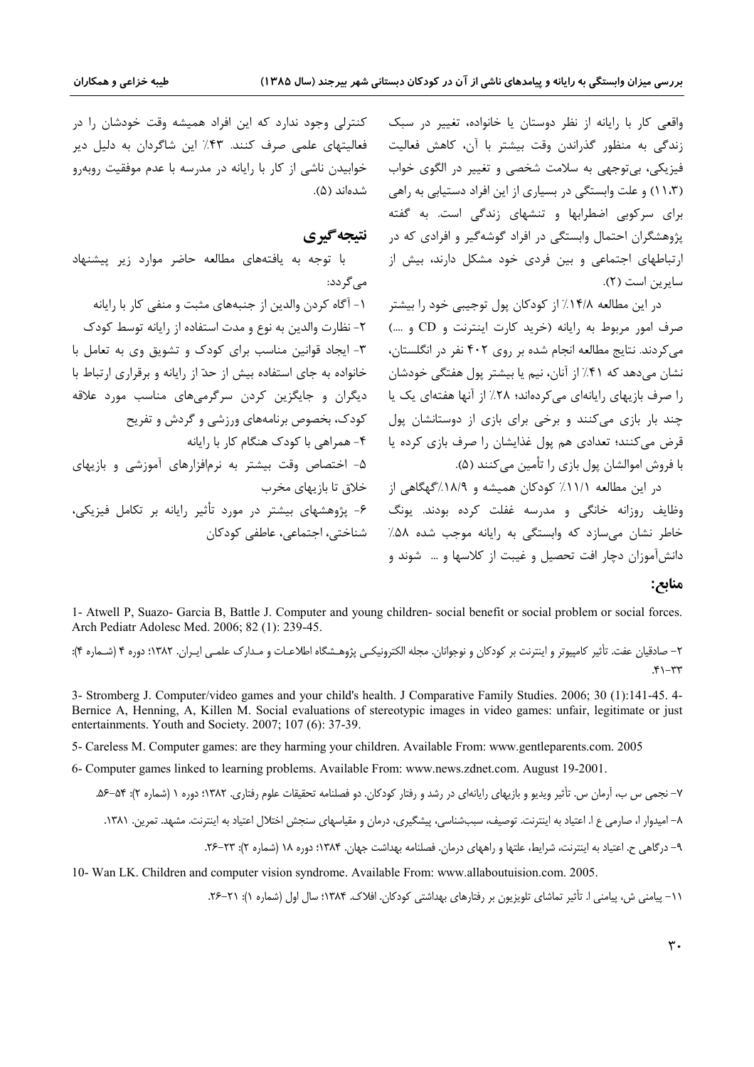واقعی کار با رایانه از نظر دوستان یا خانواده، تغییر در سبک زندگی به منظور گذراندن وقت بیشتر با آن، کاهش فعالیت فیزیکی، بی‌توجهی به سلامت شخصی و تغییر در الگوی خواب (۱۱،۳) و علت وابستگی در بسیاری از این افراد دستیابی به راهی برای سرکوبی اضطرابها و تنشهای زندگی است. به گفته پژوهشگران احتمال وابستگی در افراد گوشه‌گیر و افرادی که در ارتباطهای اجتماعی و بین فردی خود مشکل دارند، بیش از سایرین است (۲).

در این مطالعه ۱۴/۸٪ از کودکان پول توجیبی خود را بیشتر صرف امور مربوط به رایانه (خرید کارت اینترنت و CD و ....) می‌کردند. نتایج مطالعه انجام شده بر روی ۴۰۲ نفر در انگلستان، نشان می‌دهد که ۴۱٪ از آنان، نیم یا بیشتر پول هفتگی خودشان را صرف بازیهای رایانه‌ای می‌کرده‌اند؛ ۲۸٪ از آنها هفته‌ای یک یا چند بار بازی می‌کنند و برخی برای بازی از دوستانشان پول قرض می‌کنند؛ تعدادی هم پول غذایشان را صرف بازی کرده یا با فروش اموالشان پول بازی را تأمین می‌کنند (۵).

در این مطالعه ۱۱/۱٪ کودکان همیشه و ۱۸/۹٪گهگاهی از وظایف روزانه خانگی و مدرسه غفلت کرده بودند. یونگ خاطر نشان می‌سازد که وابستگی به رایانه موجب شده ۵۸٪ دانش‌آموزان دچار افت تحصیل و غیبت از کلاسها و ... شوند و کنترلی وجود ندارد که این افراد همیشه وقت خودشان را در فعالیتهای علمی صرف کنند. ۴۳٪ این شاگردان به دلیل دیر خوابیدن ناشی از کار با رایانه در مدرسه با عدم موفقیت روبه‌رو شده‌اند (۵).

## نتیجه‌گیری

با توجه به یافته‌های مطالعه حاضر موارد زیر پیشنهاد می‌گردد:

۱- آگاه کردن والدین از جنبه‌های مثبت و منفی کار با رایانه

۲- نظارت والدین به نوع و مدت استفاده از رایانه توسط کودک

۳- ایجاد قوانین مناسب برای کودک و تشویق وی به تعامل با خانواده به جای استفاده بیش از حدّ از رایانه و برقراری ارتباط با دیگران و جایگزین کردن سرگرمی‌های مناسب مورد علاقه کودک، بخصوص برنامه‌های ورزشی و گردش و تفریح

۴- همراهی با کودک هنگام کار با رایانه

۵- اختصاص وقت بیشتر به نرم‌افزارهای آموزشی و بازیهای خلاق تا بازیهای مخرب

۶- پژوهشهای بیشتر در مورد تأثیر رایانه بر تکامل فیزیکی، شناختی، اجتماعی، عاطفی کودکان

## منابع:

1- Atwell P, Suazo- Garcia B, Battle J. Computer and young children- social benefit or social problem or social forces. Arch Pediatr Adolesc Med. 2006; 82 (1): 239-45.

۲- صادقیان عفت. تأثیر کامپیوتر و اینترنت بر کودکان و نوجوانان. مجله الکترونیکی پژوهشگاه اطلاعات و مدارک علمی ایران. ۱۳۸۲؛ دوره ۴ (شماره ۴): ۴۱-۳۳.

3- Stromberg J. Computer/video games and your child's health. J Comparative Family Studies. 2006; 30 (1):141-45. 4- Bernice A, Henning, A, Killen M. Social evaluations of stereotypic images in video games: unfair, legitimate or just entertainments. Youth and Society. 2007; 107 (6): 37-39.

5- Careless M. Computer games: are they harming your children. Available From: www.gentleparents.com. 2005

6- Computer games linked to learning problems. Available From: www.news.zdnet.com. August 19-2001.

۷- نجمی س ب، آرمان س. تأثیر ویدیو و بازیهای رایانه‌ای در رشد و رفتار کودکان. دو فصلنامه تحقیقات علوم رفتاری. ۱۳۸۲؛ دوره ۱ (شماره ۲): ۵۴-۵۶.

۸- امیدوار ا، صارمی ع ا. اعتیاد به اینترنت. توصیف، سبب‌شناسی، پیشگیری، درمان و مقیاسهای سنجش اختلال اعتیاد به اینترنت. مشهد. تمرین. ۱۳۸۱.

۹- درگاهی ح. اعتیاد به اینترنت، شرایط، علتها و راههای درمان. فصلنامه بهداشت جهان. ۱۳۸۴؛ دوره ۱۸ (شماره ۲): ۲۳-۲۶.

10- Wan LK. Children and computer vision syndrome. Available From: www.allaboutuision.com. 2005.

۱۱- پیامنی ش، پیامنی ا. تأثیر تماشای تلویزیون بر رفتارهای بهداشتی کودکان. افلاک. ۱۳۸۴؛ سال اول (شماره ۱): ۲۱-۲۶.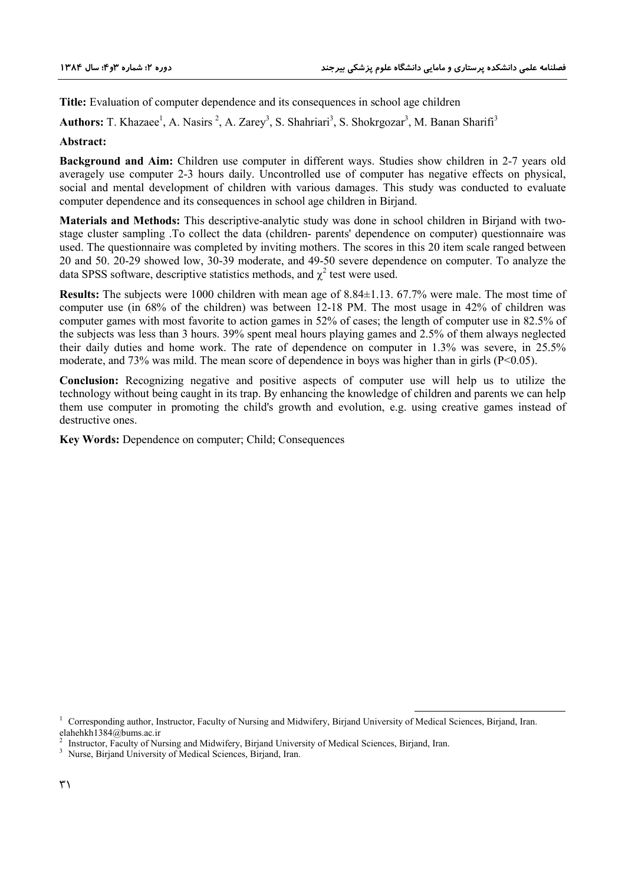**Title:** Evaluation of computer dependence and its consequences in school age children

**Authors:** T. Khazaee[1], A. Nasirs [2], A. Zarey[3], S. Shahriari[3], S. Shokrgozar[3], M. Banan Sharifi[3]

**Abstract:**

**Background and Aim:** Children use computer in different ways. Studies show children in 2-7 years old averagely use computer 2-3 hours daily. Uncontrolled use of computer has negative effects on physical, social and mental development of children with various damages. This study was conducted to evaluate computer dependence and its consequences in school age children in Birjand.

**Materials and Methods:** This descriptive-analytic study was done in school children in Birjand with two-stage cluster sampling .To collect the data (children- parents' dependence on computer) questionnaire was used. The questionnaire was completed by inviting mothers. The scores in this 20 item scale ranged between 20 and 50. 20-29 showed low, 30-39 moderate, and 49-50 severe dependence on computer. To analyze the data SPSS software, descriptive statistics methods, and $\chi^2$ test were used.

**Results:** The subjects were 1000 children with mean age of 8.84±1.13. 67.7% were male. The most time of computer use (in 68% of the children) was between 12-18 PM. The most usage in 42% of children was computer games with most favorite to action games in 52% of cases; the length of computer use in 82.5% of the subjects was less than 3 hours. 39% spent meal hours playing games and 2.5% of them always neglected their daily duties and home work. The rate of dependence on computer in 1.3% was severe, in 25.5% moderate, and 73% was mild. The mean score of dependence in boys was higher than in girls ($P<0.05$).

**Conclusion:** Recognizing negative and positive aspects of computer use will help us to utilize the technology without being caught in its trap. By enhancing the knowledge of children and parents we can help them use computer in promoting the child's growth and evolution, e.g. using creative games instead of destructive ones.

**Key Words:** Dependence on computer; Child; Consequences

---

[1] Corresponding author, Instructor, Faculty of Nursing and Midwifery, Birjand University of Medical Sciences, Birjand, Iran. elahehkh1384@bums.ac.ir

[2] Instructor, Faculty of Nursing and Midwifery, Birjand University of Medical Sciences, Birjand, Iran.

[3] Nurse, Birjand University of Medical Sciences, Birjand, Iran.